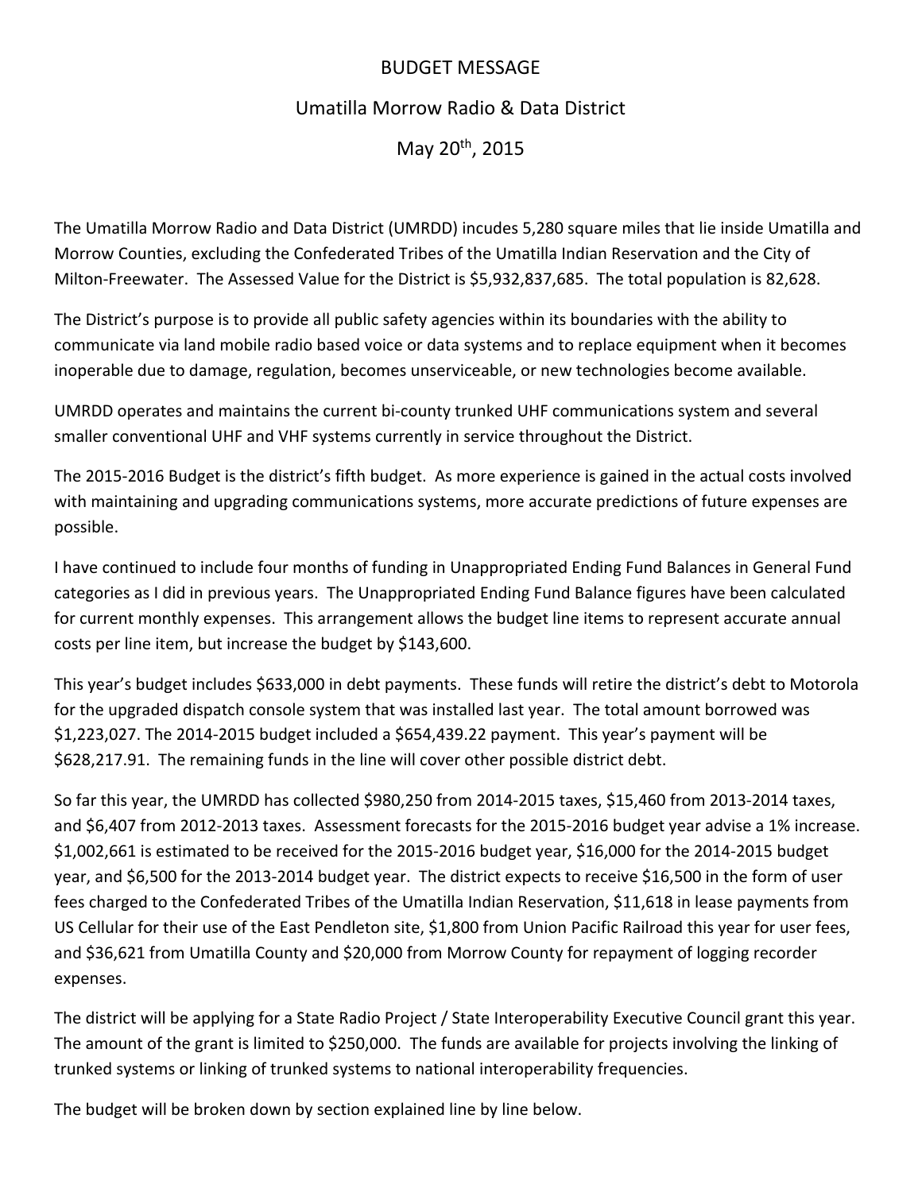# BUDGET MESSAGE

## Umatilla Morrow Radio & Data District

## May 20th, 2015

The Umatilla Morrow Radio and Data District (UMRDD) incudes 5,280 square miles that lie inside Umatilla and Morrow Counties, excluding the Confederated Tribes of the Umatilla Indian Reservation and the City of Milton-Freewater. The Assessed Value for the District is $5,932,837,685. The total population is 82,628.

The District's purpose is to provide all public safety agencies within its boundaries with the ability to communicate via land mobile radio based voice or data systems and to replace equipment when it becomes inoperable due to damage, regulation, becomes unserviceable, or new technologies become available.

UMRDD operates and maintains the current bi-county trunked UHF communications system and several smaller conventional UHF and VHF systems currently in service throughout the District.

The 2015-2016 Budget is the district's fifth budget. As more experience is gained in the actual costs involved with maintaining and upgrading communications systems, more accurate predictions of future expenses are possible.

I have continued to include four months of funding in Unappropriated Ending Fund Balances in General Fund categories as I did in previous years. The Unappropriated Ending Fund Balance figures have been calculated for current monthly expenses. This arrangement allows the budget line items to represent accurate annual costs per line item, but increase the budget by $143,600.

This year's budget includes $633,000 in debt payments. These funds will retire the district's debt to Motorola for the upgraded dispatch console system that was installed last year. The total amount borrowed was $1,223,027. The 2014-2015 budget included a $654,439.22 payment. This year's payment will be $628,217.91. The remaining funds in the line will cover other possible district debt.

So far this year, the UMRDD has collected $980,250 from 2014-2015 taxes, $15,460 from 2013-2014 taxes, and $6,407 from 2012-2013 taxes. Assessment forecasts for the 2015-2016 budget year advise a 1% increase. $1,002,661 is estimated to be received for the 2015-2016 budget year, $16,000 for the 2014-2015 budget year, and $6,500 for the 2013-2014 budget year. The district expects to receive $16,500 in the form of user fees charged to the Confederated Tribes of the Umatilla Indian Reservation, $11,618 in lease payments from US Cellular for their use of the East Pendleton site, $1,800 from Union Pacific Railroad this year for user fees, and $36,621 from Umatilla County and $20,000 from Morrow County for repayment of logging recorder expenses.

The district will be applying for a State Radio Project / State Interoperability Executive Council grant this year. The amount of the grant is limited to $250,000. The funds are available for projects involving the linking of trunked systems or linking of trunked systems to national interoperability frequencies.

The budget will be broken down by section explained line by line below.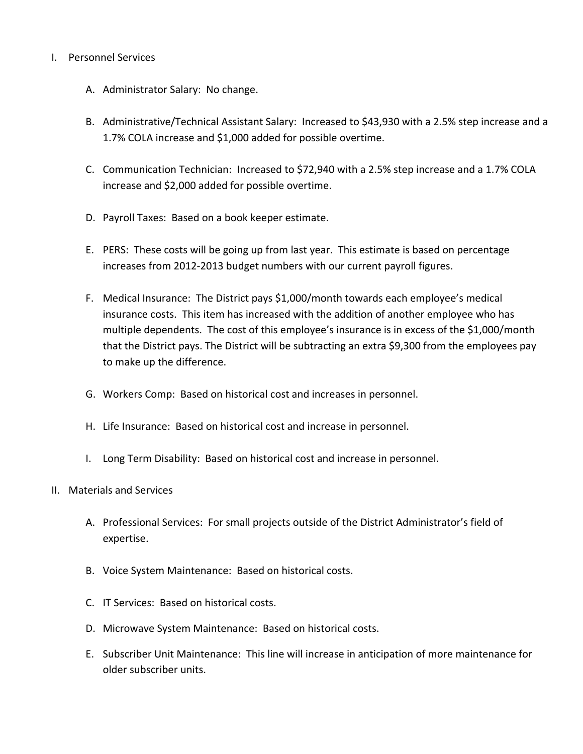I. Personnel Services

   A. Administrator Salary: No change.

   B. Administrative/Technical Assistant Salary: Increased to $43,930 with a 2.5% step increase and a 1.7% COLA increase and $1,000 added for possible overtime.

   C. Communication Technician: Increased to $72,940 with a 2.5% step increase and a 1.7% COLA increase and $2,000 added for possible overtime.

   D. Payroll Taxes: Based on a book keeper estimate.

   E. PERS: These costs will be going up from last year. This estimate is based on percentage increases from 2012-2013 budget numbers with our current payroll figures.

   F. Medical Insurance: The District pays $1,000/month towards each employee's medical insurance costs. This item has increased with the addition of another employee who has multiple dependents. The cost of this employee's insurance is in excess of the $1,000/month that the District pays. The District will be subtracting an extra $9,300 from the employees pay to make up the difference.

   G. Workers Comp: Based on historical cost and increases in personnel.

   H. Life Insurance: Based on historical cost and increase in personnel.

   I. Long Term Disability: Based on historical cost and increase in personnel.

II. Materials and Services

   A. Professional Services: For small projects outside of the District Administrator's field of expertise.

   B. Voice System Maintenance: Based on historical costs.

   C. IT Services: Based on historical costs.

   D. Microwave System Maintenance: Based on historical costs.

   E. Subscriber Unit Maintenance: This line will increase in anticipation of more maintenance for older subscriber units.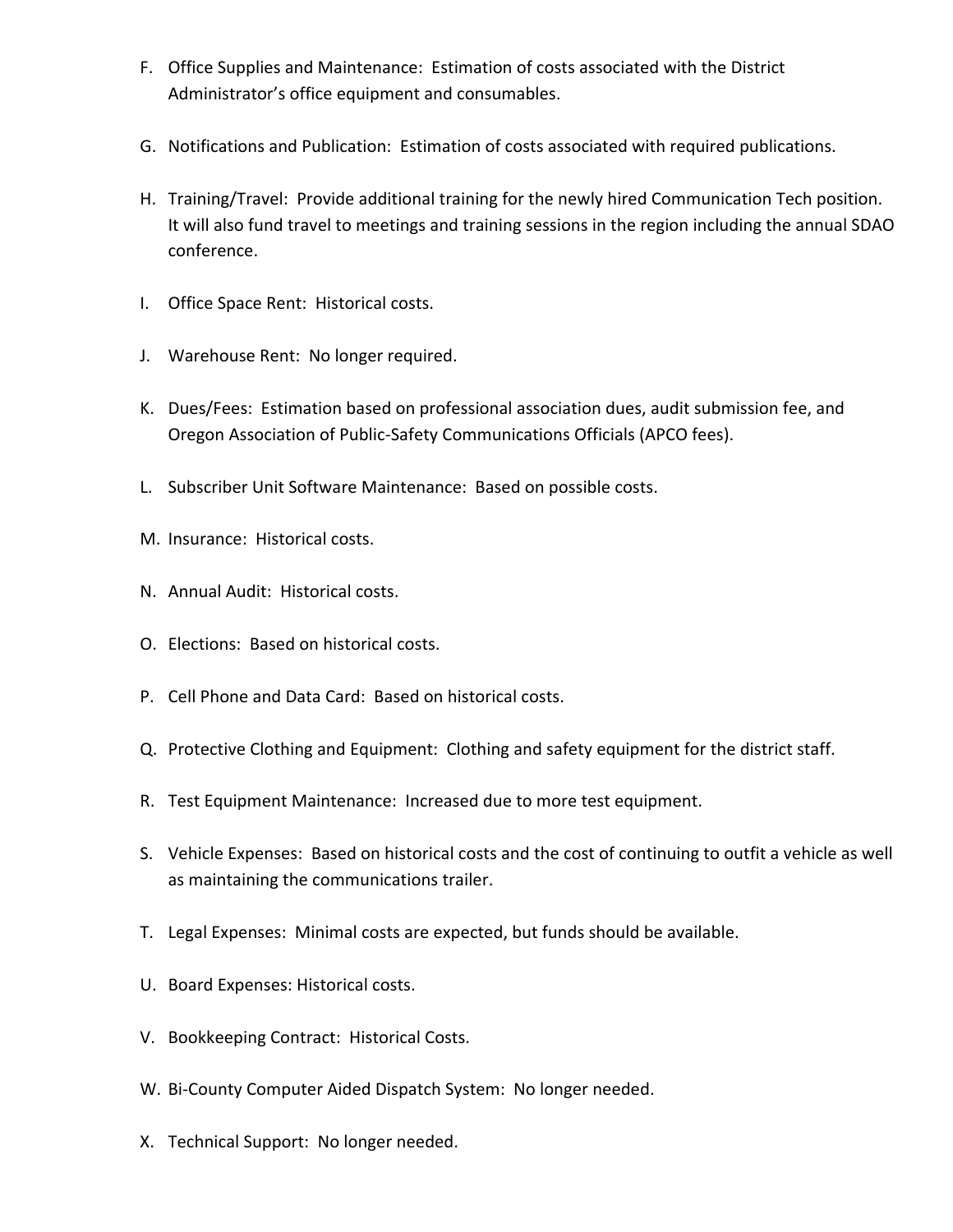F. Office Supplies and Maintenance: Estimation of costs associated with the District Administrator's office equipment and consumables.

G. Notifications and Publication: Estimation of costs associated with required publications.

H. Training/Travel: Provide additional training for the newly hired Communication Tech position. It will also fund travel to meetings and training sessions in the region including the annual SDAO conference.

I. Office Space Rent: Historical costs.

J. Warehouse Rent: No longer required.

K. Dues/Fees: Estimation based on professional association dues, audit submission fee, and Oregon Association of Public-Safety Communications Officials (APCO fees).

L. Subscriber Unit Software Maintenance: Based on possible costs.

M. Insurance: Historical costs.

N. Annual Audit: Historical costs.

O. Elections: Based on historical costs.

P. Cell Phone and Data Card: Based on historical costs.

Q. Protective Clothing and Equipment: Clothing and safety equipment for the district staff.

R. Test Equipment Maintenance: Increased due to more test equipment.

S. Vehicle Expenses: Based on historical costs and the cost of continuing to outfit a vehicle as well as maintaining the communications trailer.

T. Legal Expenses: Minimal costs are expected, but funds should be available.

U. Board Expenses: Historical costs.

V. Bookkeeping Contract: Historical Costs.

W. Bi-County Computer Aided Dispatch System: No longer needed.

X. Technical Support: No longer needed.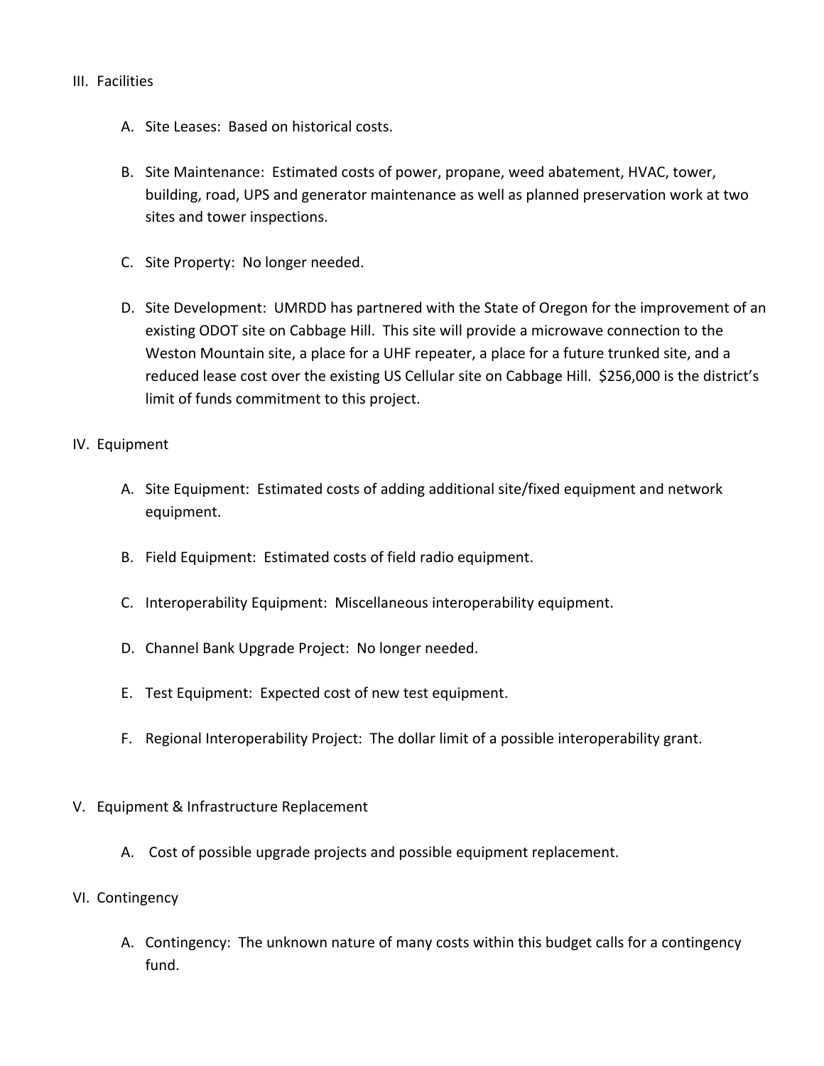III. Facilities

   A. Site Leases: Based on historical costs.

   B. Site Maintenance: Estimated costs of power, propane, weed abatement, HVAC, tower, building, road, UPS and generator maintenance as well as planned preservation work at two sites and tower inspections.

   C. Site Property: No longer needed.

   D. Site Development: UMRDD has partnered with the State of Oregon for the improvement of an existing ODOT site on Cabbage Hill. This site will provide a microwave connection to the Weston Mountain site, a place for a UHF repeater, a place for a future trunked site, and a reduced lease cost over the existing US Cellular site on Cabbage Hill. $256,000 is the district's limit of funds commitment to this project.

IV. Equipment

   A. Site Equipment: Estimated costs of adding additional site/fixed equipment and network equipment.

   B. Field Equipment: Estimated costs of field radio equipment.

   C. Interoperability Equipment: Miscellaneous interoperability equipment.

   D. Channel Bank Upgrade Project: No longer needed.

   E. Test Equipment: Expected cost of new test equipment.

   F. Regional Interoperability Project: The dollar limit of a possible interoperability grant.

V. Equipment & Infrastructure Replacement

   A. Cost of possible upgrade projects and possible equipment replacement.

VI. Contingency

   A. Contingency: The unknown nature of many costs within this budget calls for a contingency fund.